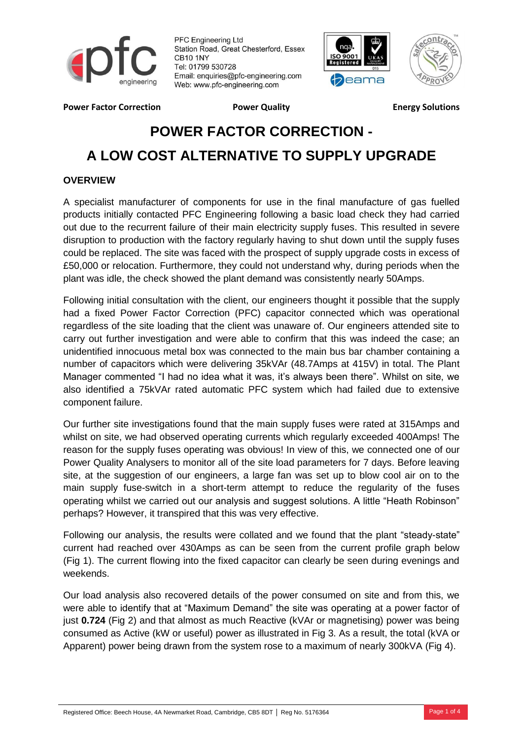PFC Engineering Ltd
Station Road, Great Chesterford, Essex
CB10 1NY
Tel: 01799 530728
Email: enquiries@pfc-engineering.com
Web: www.pfc-engineering.com

**Power Factor Correction** **Power Quality** **Energy Solutions**

# POWER FACTOR CORRECTION - A LOW COST ALTERNATIVE TO SUPPLY UPGRADE

## OVERVIEW

A specialist manufacturer of components for use in the final manufacture of gas fuelled products initially contacted PFC Engineering following a basic load check they had carried out due to the recurrent failure of their main electricity supply fuses. This resulted in severe disruption to production with the factory regularly having to shut down until the supply fuses could be replaced. The site was faced with the prospect of supply upgrade costs in excess of £50,000 or relocation. Furthermore, they could not understand why, during periods when the plant was idle, the check showed the plant demand was consistently nearly 50Amps.

Following initial consultation with the client, our engineers thought it possible that the supply had a fixed Power Factor Correction (PFC) capacitor connected which was operational regardless of the site loading that the client was unaware of. Our engineers attended site to carry out further investigation and were able to confirm that this was indeed the case; an unidentified innocuous metal box was connected to the main bus bar chamber containing a number of capacitors which were delivering 35kVAr (48.7Amps at 415V) in total. The Plant Manager commented "I had no idea what it was, it's always been there". Whilst on site, we also identified a 75kVAr rated automatic PFC system which had failed due to extensive component failure.

Our further site investigations found that the main supply fuses were rated at 315Amps and whilst on site, we had observed operating currents which regularly exceeded 400Amps! The reason for the supply fuses operating was obvious! In view of this, we connected one of our Power Quality Analysers to monitor all of the site load parameters for 7 days. Before leaving site, at the suggestion of our engineers, a large fan was set up to blow cool air on to the main supply fuse-switch in a short-term attempt to reduce the regularity of the fuses operating whilst we carried out our analysis and suggest solutions. A little "Heath Robinson" perhaps? However, it transpired that this was very effective.

Following our analysis, the results were collated and we found that the plant "steady-state" current had reached over 430Amps as can be seen from the current profile graph below (Fig 1). The current flowing into the fixed capacitor can clearly be seen during evenings and weekends.

Our load analysis also recovered details of the power consumed on site and from this, we were able to identify that at "Maximum Demand" the site was operating at a power factor of just **0.724** (Fig 2) and that almost as much Reactive (kVAr or magnetising) power was being consumed as Active (kW or useful) power as illustrated in Fig 3. As a result, the total (kVA or Apparent) power being drawn from the system rose to a maximum of nearly 300kVA (Fig 4).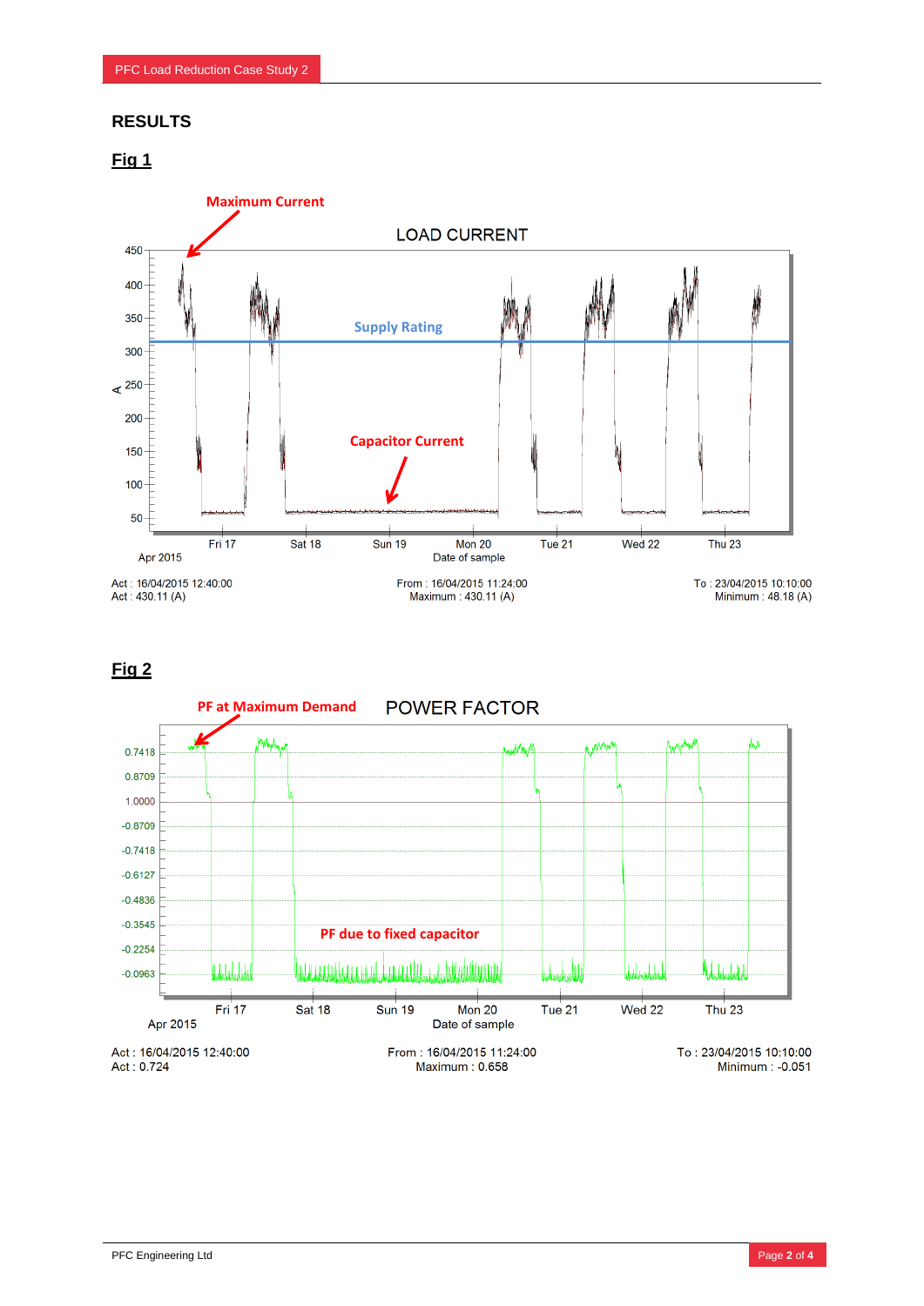## RESULTS

### Fig 1

Maximum Current

LOAD CURRENT

Supply Rating

Capacitor Current

Act : 16/04/2015 12:40:00
Act : 430.11 (A)

From : 16/04/2015 11:24:00
Maximum : 430.11 (A)

To : 23/04/2015 10:10:00
Minimum : 48.18 (A)

### Fig 2

PF at Maximum Demand

POWER FACTOR

PF due to fixed capacitor

Act : 16/04/2015 12:40:00
Act : 0.724

From : 16/04/2015 11:24:00
Maximum : 0.658

To : 23/04/2015 10:10:00
Minimum : -0.051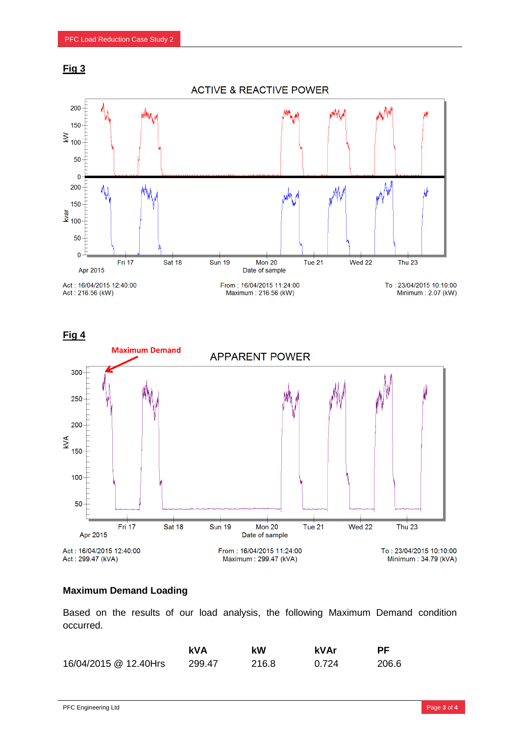**Fig 3**

ACTIVE & REACTIVE POWER

Act : 16/04/2015 12:40:00
Act : 216.56 (kW)

From : 16/04/2015 11:24:00
Maximum : 216.56 (kW)

To : 23/04/2015 10:10:00
Minimum : 2.07 (kW)

**Fig 4**

Maximum Demand

APPARENT POWER

Act : 16/04/2015 12:40:00
Act : 299.47 (kVA)

From : 16/04/2015 11:24:00
Maximum : 299.47 (kVA)

To : 23/04/2015 10:10:00
Minimum : 34.79 (kVA)

### Maximum Demand Loading

Based on the results of our load analysis, the following Maximum Demand condition occurred.

| | kVA | kW | kVAr | PF |
|---|---|---|---|---|
| 16/04/2015 @ 12.40Hrs | 299.47 | 216.8 | 0.724 | 206.6 |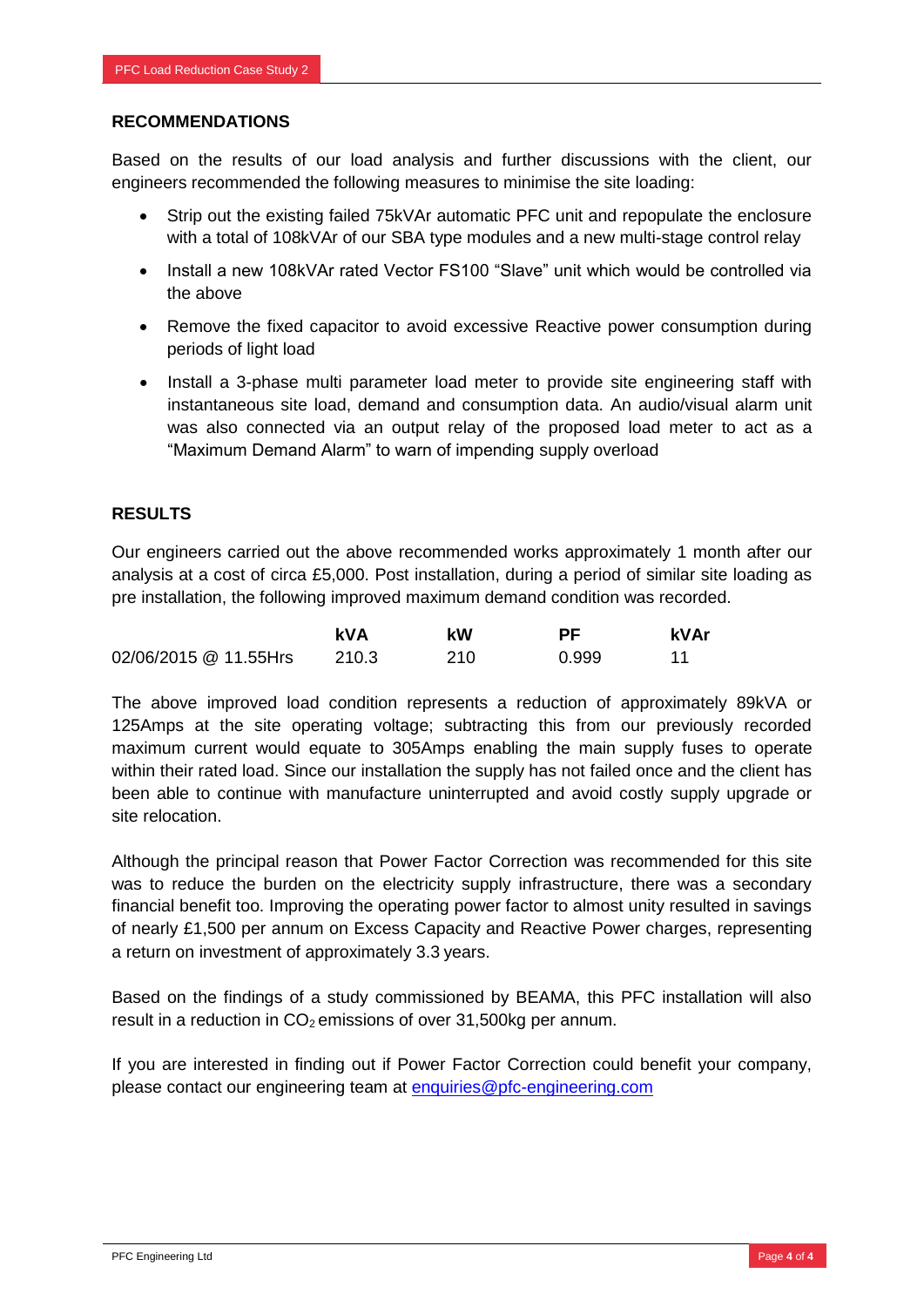## RECOMMENDATIONS

Based on the results of our load analysis and further discussions with the client, our engineers recommended the following measures to minimise the site loading:

- Strip out the existing failed 75kVAr automatic PFC unit and repopulate the enclosure with a total of 108kVAr of our SBA type modules and a new multi-stage control relay
- Install a new 108kVAr rated Vector FS100 "Slave" unit which would be controlled via the above
- Remove the fixed capacitor to avoid excessive Reactive power consumption during periods of light load
- Install a 3-phase multi parameter load meter to provide site engineering staff with instantaneous site load, demand and consumption data. An audio/visual alarm unit was also connected via an output relay of the proposed load meter to act as a "Maximum Demand Alarm" to warn of impending supply overload

## RESULTS

Our engineers carried out the above recommended works approximately 1 month after our analysis at a cost of circa £5,000. Post installation, during a period of similar site loading as pre installation, the following improved maximum demand condition was recorded.

| | kVA | kW | PF | kVAr |
|---|---|---|---|---|
| 02/06/2015 @ 11.55Hrs | 210.3 | 210 | 0.999 | 11 |

The above improved load condition represents a reduction of approximately 89kVA or 125Amps at the site operating voltage; subtracting this from our previously recorded maximum current would equate to 305Amps enabling the main supply fuses to operate within their rated load. Since our installation the supply has not failed once and the client has been able to continue with manufacture uninterrupted and avoid costly supply upgrade or site relocation.

Although the principal reason that Power Factor Correction was recommended for this site was to reduce the burden on the electricity supply infrastructure, there was a secondary financial benefit too. Improving the operating power factor to almost unity resulted in savings of nearly £1,500 per annum on Excess Capacity and Reactive Power charges, representing a return on investment of approximately 3.3 years.

Based on the findings of a study commissioned by BEAMA, this PFC installation will also result in a reduction in $CO_2$ emissions of over 31,500kg per annum.

If you are interested in finding out if Power Factor Correction could benefit your company, please contact our engineering team at enquiries@pfc-engineering.com